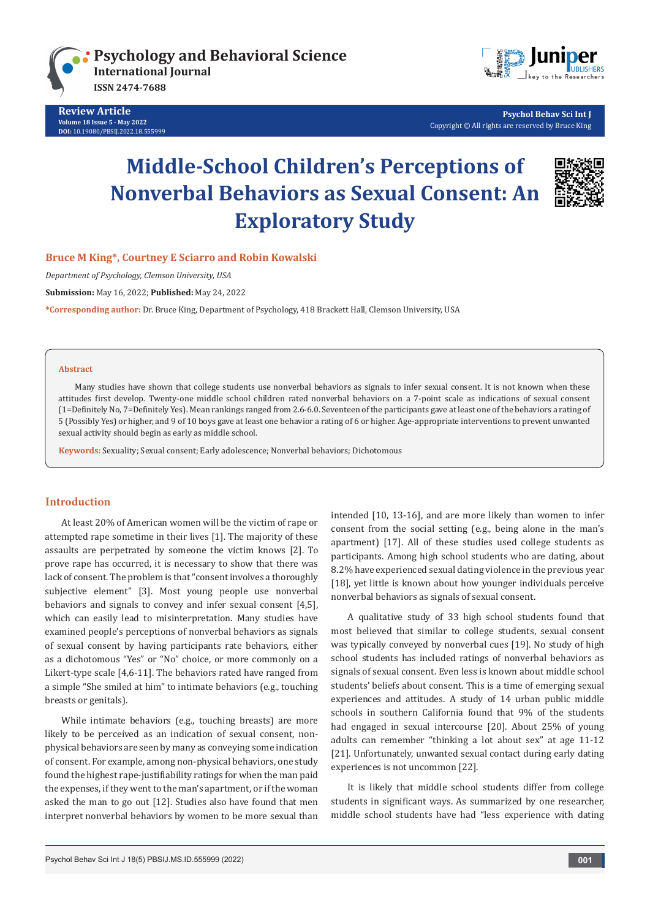Review Article
Volume 18 Issue 5 - May 2022
DOI: 10.19080/PBSIJ.2022.18.555999

Psychol Behav Sci Int J
Copyright © All rights are reserved by Bruce King

# Middle-School Children's Perceptions of Nonverbal Behaviors as Sexual Consent: An Exploratory Study

**Bruce M King\*, Courtney E Sciarro and Robin Kowalski**

*Department of Psychology, Clemson University, USA*

**Submission:** May 16, 2022; **Published:** May 24, 2022

**\*Corresponding author:** Dr. Bruce King, Department of Psychology, 418 Brackett Hall, Clemson University, USA

## Abstract

Many studies have shown that college students use nonverbal behaviors as signals to infer sexual consent. It is not known when these attitudes first develop. Twenty-one middle school children rated nonverbal behaviors on a 7-point scale as indications of sexual consent (1=Definitely No, 7=Definitely Yes). Mean rankings ranged from 2.6-6.0. Seventeen of the participants gave at least one of the behaviors a rating of 5 (Possibly Yes) or higher, and 9 of 10 boys gave at least one behavior a rating of 6 or higher. Age-appropriate interventions to prevent unwanted sexual activity should begin as early as middle school.

**Keywords:** Sexuality; Sexual consent; Early adolescence; Nonverbal behaviors; Dichotomous

## Introduction

At least 20% of American women will be the victim of rape or attempted rape sometime in their lives [1]. The majority of these assaults are perpetrated by someone the victim knows [2]. To prove rape has occurred, it is necessary to show that there was lack of consent. The problem is that "consent involves a thoroughly subjective element" [3]. Most young people use nonverbal behaviors and signals to convey and infer sexual consent [4,5], which can easily lead to misinterpretation. Many studies have examined people's perceptions of nonverbal behaviors as signals of sexual consent by having participants rate behaviors, either as a dichotomous "Yes" or "No" choice, or more commonly on a Likert-type scale [4,6-11]. The behaviors rated have ranged from a simple "She smiled at him" to intimate behaviors (e.g., touching breasts or genitals).

While intimate behaviors (e.g., touching breasts) are more likely to be perceived as an indication of sexual consent, non-physical behaviors are seen by many as conveying some indication of consent. For example, among non-physical behaviors, one study found the highest rape-justifiability ratings for when the man paid the expenses, if they went to the man's apartment, or if the woman asked the man to go out [12]. Studies also have found that men interpret nonverbal behaviors by women to be more sexual than intended [10, 13-16], and are more likely than women to infer consent from the social setting (e.g., being alone in the man's apartment) [17]. All of these studies used college students as participants. Among high school students who are dating, about 8.2% have experienced sexual dating violence in the previous year [18], yet little is known about how younger individuals perceive nonverbal behaviors as signals of sexual consent.

A qualitative study of 33 high school students found that most believed that similar to college students, sexual consent was typically conveyed by nonverbal cues [19]. No study of high school students has included ratings of nonverbal behaviors as signals of sexual consent. Even less is known about middle school students' beliefs about consent. This is a time of emerging sexual experiences and attitudes. A study of 14 urban public middle schools in southern California found that 9% of the students had engaged in sexual intercourse [20]. About 25% of young adults can remember "thinking a lot about sex" at age 11-12 [21]. Unfortunately, unwanted sexual contact during early dating experiences is not uncommon [22].

It is likely that middle school students differ from college students in significant ways. As summarized by one researcher, middle school students have had "less experience with dating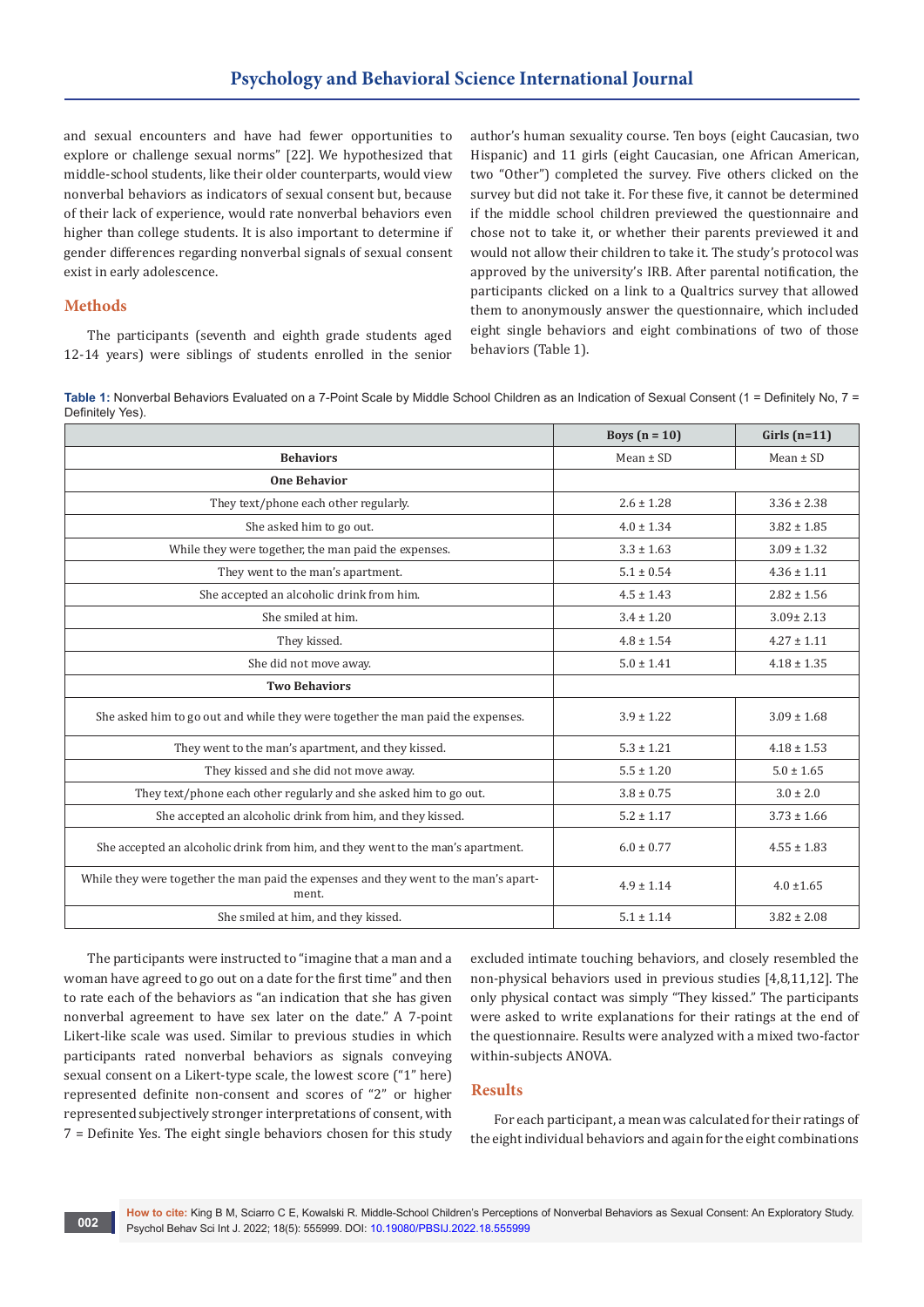and sexual encounters and have had fewer opportunities to explore or challenge sexual norms" [22]. We hypothesized that middle-school students, like their older counterparts, would view nonverbal behaviors as indicators of sexual consent but, because of their lack of experience, would rate nonverbal behaviors even higher than college students. It is also important to determine if gender differences regarding nonverbal signals of sexual consent exist in early adolescence.

## Methods

The participants (seventh and eighth grade students aged 12-14 years) were siblings of students enrolled in the senior author's human sexuality course. Ten boys (eight Caucasian, two Hispanic) and 11 girls (eight Caucasian, one African American, two "Other") completed the survey. Five others clicked on the survey but did not take it. For these five, it cannot be determined if the middle school children previewed the questionnaire and chose not to take it, or whether their parents previewed it and would not allow their children to take it. The study's protocol was approved by the university's IRB. After parental notification, the participants clicked on a link to a Qualtrics survey that allowed them to anonymously answer the questionnaire, which included eight single behaviors and eight combinations of two of those behaviors (Table 1).

**Table 1:** Nonverbal Behaviors Evaluated on a 7-Point Scale by Middle School Children as an Indication of Sexual Consent (1 = Definitely No, 7 = Definitely Yes).

| | Boys (n = 10) | Girls (n=11) |
|---|---|---|
| **Behaviors** | Mean ± SD | Mean ± SD |
| **One Behavior** | | |
| They text/phone each other regularly. | 2.6 ± 1.28 | 3.36 ± 2.38 |
| She asked him to go out. | 4.0 ± 1.34 | 3.82 ± 1.85 |
| While they were together, the man paid the expenses. | 3.3 ± 1.63 | 3.09 ± 1.32 |
| They went to the man's apartment. | 5.1 ± 0.54 | 4.36 ± 1.11 |
| She accepted an alcoholic drink from him. | 4.5 ± 1.43 | 2.82 ± 1.56 |
| She smiled at him. | 3.4 ± 1.20 | 3.09± 2.13 |
| They kissed. | 4.8 ± 1.54 | 4.27 ± 1.11 |
| She did not move away. | 5.0 ± 1.41 | 4.18 ± 1.35 |
| **Two Behaviors** | | |
| She asked him to go out and while they were together the man paid the expenses. | 3.9 ± 1.22 | 3.09 ± 1.68 |
| They went to the man's apartment, and they kissed. | 5.3 ± 1.21 | 4.18 ± 1.53 |
| They kissed and she did not move away. | 5.5 ± 1.20 | 5.0 ± 1.65 |
| They text/phone each other regularly and she asked him to go out. | 3.8 ± 0.75 | 3.0 ± 2.0 |
| She accepted an alcoholic drink from him, and they kissed. | 5.2 ± 1.17 | 3.73 ± 1.66 |
| She accepted an alcoholic drink from him, and they went to the man's apartment. | 6.0 ± 0.77 | 4.55 ± 1.83 |
| While they were together the man paid the expenses and they went to the man's apartment. | 4.9 ± 1.14 | 4.0 ±1.65 |
| She smiled at him, and they kissed. | 5.1 ± 1.14 | 3.82 ± 2.08 |

The participants were instructed to "imagine that a man and a woman have agreed to go out on a date for the first time" and then to rate each of the behaviors as "an indication that she has given nonverbal agreement to have sex later on the date." A 7-point Likert-like scale was used. Similar to previous studies in which participants rated nonverbal behaviors as signals conveying sexual consent on a Likert-type scale, the lowest score ("1" here) represented definite non-consent and scores of "2" or higher represented subjectively stronger interpretations of consent, with 7 = Definite Yes. The eight single behaviors chosen for this study excluded intimate touching behaviors, and closely resembled the non-physical behaviors used in previous studies [4,8,11,12]. The only physical contact was simply "They kissed." The participants were asked to write explanations for their ratings at the end of the questionnaire. Results were analyzed with a mixed two-factor within-subjects ANOVA.

## Results

For each participant, a mean was calculated for their ratings of the eight individual behaviors and again for the eight combinations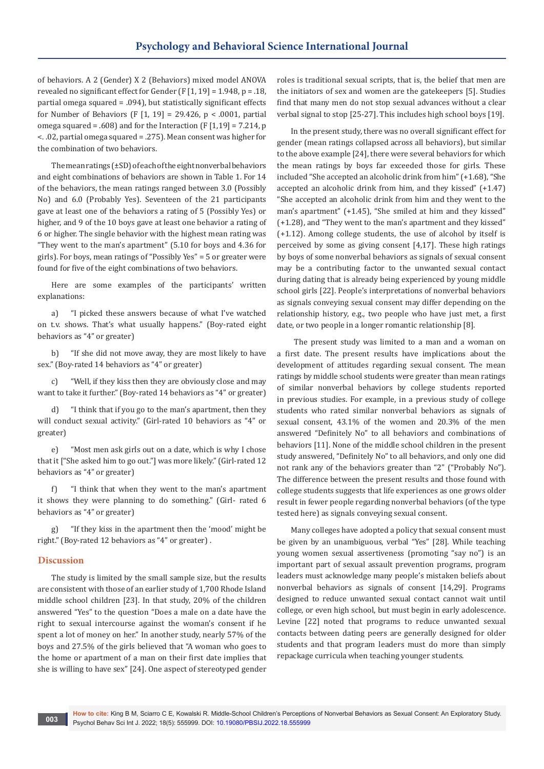of behaviors. A 2 (Gender) X 2 (Behaviors) mixed model ANOVA revealed no significant effect for Gender ($F[1, 19] = 1.948$, $p = .18$, partial omega squared = .094), but statistically significant effects for Number of Behaviors ($F[1, 19] = 29.426$, $p < .0001$, partial omega squared = .608) and for the Interaction ($F[1,19] = 7.214$, $p < .02$, partial omega squared = .275). Mean consent was higher for the combination of two behaviors.

The mean ratings (±SD) of each of the eight nonverbal behaviors and eight combinations of behaviors are shown in Table 1. For 14 of the behaviors, the mean ratings ranged between 3.0 (Possibly No) and 6.0 (Probably Yes). Seventeen of the 21 participants gave at least one of the behaviors a rating of 5 (Possibly Yes) or higher, and 9 of the 10 boys gave at least one behavior a rating of 6 or higher. The single behavior with the highest mean rating was "They went to the man's apartment" (5.10 for boys and 4.36 for girls). For boys, mean ratings of "Possibly Yes" = 5 or greater were found for five of the eight combinations of two behaviors.

Here are some examples of the participants' written explanations:

a) "I picked these answers because of what I've watched on t.v. shows. That's what usually happens." (Boy-rated eight behaviors as "4" or greater)

b) "If she did not move away, they are most likely to have sex." (Boy-rated 14 behaviors as "4" or greater)

c) "Well, if they kiss then they are obviously close and may want to take it further." (Boy-rated 14 behaviors as "4" or greater)

d) "I think that if you go to the man's apartment, then they will conduct sexual activity." (Girl-rated 10 behaviors as "4" or greater)

e) "Most men ask girls out on a date, which is why I chose that it ["She asked him to go out."] was more likely." (Girl-rated 12 behaviors as "4" or greater)

f) "I think that when they went to the man's apartment it shows they were planning to do something." (Girl- rated 6 behaviors as "4" or greater)

g) "If they kiss in the apartment then the 'mood' might be right." (Boy-rated 12 behaviors as "4" or greater) .

## Discussion

The study is limited by the small sample size, but the results are consistent with those of an earlier study of 1,700 Rhode Island middle school children [23]. In that study, 20% of the children answered "Yes" to the question "Does a male on a date have the right to sexual intercourse against the woman's consent if he spent a lot of money on her." In another study, nearly 57% of the boys and 27.5% of the girls believed that "A woman who goes to the home or apartment of a man on their first date implies that she is willing to have sex" [24]. One aspect of stereotyped gender roles is traditional sexual scripts, that is, the belief that men are the initiators of sex and women are the gatekeepers [5]. Studies find that many men do not stop sexual advances without a clear verbal signal to stop [25-27]. This includes high school boys [19].

In the present study, there was no overall significant effect for gender (mean ratings collapsed across all behaviors), but similar to the above example [24], there were several behaviors for which the mean ratings by boys far exceeded those for girls. These included "She accepted an alcoholic drink from him" (+1.68), "She accepted an alcoholic drink from him, and they kissed" (+1.47) "She accepted an alcoholic drink from him and they went to the man's apartment" (+1.45), "She smiled at him and they kissed" (+1.28), and "They went to the man's apartment and they kissed" (+1.12). Among college students, the use of alcohol by itself is perceived by some as giving consent [4,17]. These high ratings by boys of some nonverbal behaviors as signals of sexual consent may be a contributing factor to the unwanted sexual contact during dating that is already being experienced by young middle school girls [22]. People's interpretations of nonverbal behaviors as signals conveying sexual consent may differ depending on the relationship history, e.g., two people who have just met, a first date, or two people in a longer romantic relationship [8].

The present study was limited to a man and a woman on a first date. The present results have implications about the development of attitudes regarding sexual consent. The mean ratings by middle school students were greater than mean ratings of similar nonverbal behaviors by college students reported in previous studies. For example, in a previous study of college students who rated similar nonverbal behaviors as signals of sexual consent, 43.1% of the women and 20.3% of the men answered "Definitely No" to all behaviors and combinations of behaviors [11]. None of the middle school children in the present study answered, "Definitely No" to all behaviors, and only one did not rank any of the behaviors greater than "2" ("Probably No"). The difference between the present results and those found with college students suggests that life experiences as one grows older result in fewer people regarding nonverbal behaviors (of the type tested here) as signals conveying sexual consent.

Many colleges have adopted a policy that sexual consent must be given by an unambiguous, verbal "Yes" [28]. While teaching young women sexual assertiveness (promoting "say no") is an important part of sexual assault prevention programs, program leaders must acknowledge many people's mistaken beliefs about nonverbal behaviors as signals of consent [14,29]. Programs designed to reduce unwanted sexual contact cannot wait until college, or even high school, but must begin in early adolescence. Levine [22] noted that programs to reduce unwanted sexual contacts between dating peers are generally designed for older students and that program leaders must do more than simply repackage curricula when teaching younger students.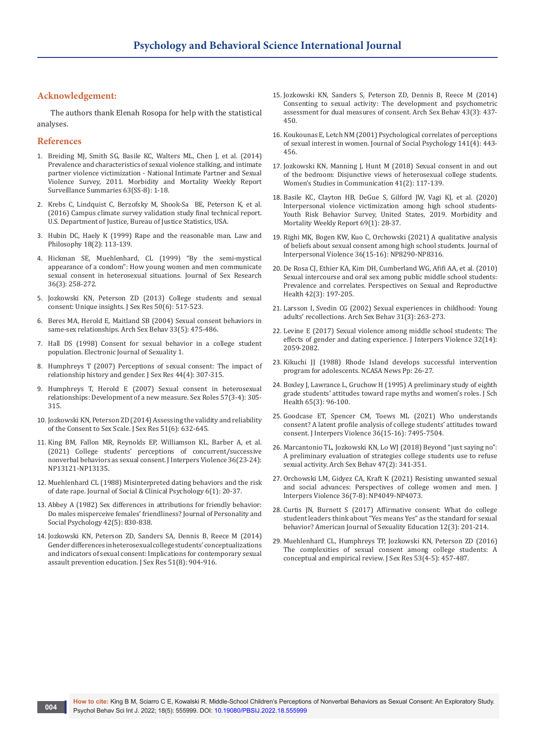## Acknowledgement:

The authors thank Elenah Rosopa for help with the statistical analyses.

## References

1. Breiding MJ, Smith SG, Basile KC, Walters ML, Chen J, et al. (2014) Prevalence and characteristics of sexual violence stalking, and intimate partner violence victimization - National Intimate Partner and Sexual Violence Survey, 2011. Morbidity and Mortality Weekly Report Surveillance Summaries 63(SS-8): 1-18.
2. Krebs C, Lindquist C, Berzofsky M, Shook-Sa BE, Peterson K, et al. (2016) Campus climate survey validation study final technical report. U.S. Department of Justice, Bureau of Justice Statistics, USA.
3. Hubin DC, Haely K (1999) Rape and the reasonable man. Law and Philosophy 18(2): 113-139.
4. Hickman SE, Muehlenhard, CL (1999) "By the semi-mystical appearance of a condom": How young women and men communicate sexual consent in heterosexual situations. Journal of Sex Research 36(3): 258-272.
5. Jozkowski KN, Peterson ZD (2013) College students and sexual consent: Unique insights. J Sex Res 50(6): 517-523.
6. Beres MA, Herold E, Maitland SB (2004) Sexual consent behaviors in same-sex relationships. Arch Sex Behav 33(5): 475-486.
7. Hall DS (1998) Consent for sexual behavior in a college student population. Electronic Journal of Sexuality 1.
8. Humphreys T (2007) Perceptions of sexual consent: The impact of relationship history and gender. J Sex Res 44(4): 307-315.
9. Humphreys T, Herold E (2007) Sexual consent in heterosexual relationships: Development of a new measure. Sex Roles 57(3-4): 305-315.
10. Jozkowski KN, Peterson ZD (2014) Assessing the validity and reliability of the Consent to Sex Scale. J Sex Res 51(6): 632-645.
11. King BM, Fallon MR, Reynolds EP, Williamson KL, Barber A, et al. (2021) College students' perceptions of concurrent/successive nonverbal behaviors as sexual consent. J Interpers Violence 36(23-24): NP13121-NP13135.
12. Muehlenhard CL (1988) Misinterpreted dating behaviors and the risk of date rape. Journal of Social & Clinical Psychology 6(1): 20-37.
13. Abbey A (1982) Sex differences in attributions for friendly behavior: Do males misperceive females' friendliness? Journal of Personality and Social Psychology 42(5): 830-838.
14. Jozkowski KN, Peterson ZD, Sanders SA, Dennis B, Reece M (2014) Gender differences in heterosexual college students' conceptualizations and indicators of sexual consent: Implications for contemporary sexual assault prevention education. J Sex Res 51(8): 904-916.
15. Jozkowski KN, Sanders S, Peterson ZD, Dennis B, Reece M (2014) Consenting to sexual activity: The development and psychometric assessment for dual measures of consent. Arch Sex Behav 43(3): 437-450.
16. Koukounas E, Letch NM (2001) Psychological correlates of perceptions of sexual interest in women. Journal of Social Psychology 141(4): 443-456.
17. Jozkowski KN, Manning J, Hunt M (2018) Sexual consent in and out of the bedroom: Disjunctive views of heterosexual college students. Women's Studies in Communication 41(2): 117-139.
18. Basile KC, Clayton HB, DeGue S, Gilford JW, Vagi KJ, et al. (2020) Interpersonal violence victimization among high school students-Youth Risk Behavior Survey, United States, 2019. Morbidity and Mortality Weekly Report 69(1): 28-37.
19. Righi MK, Bogen KW, Kuo C, Orchowski (2021) A qualitative analysis of beliefs about sexual consent among high school students. Journal of Interpersonal Violence 36(15-16): NP8290-NP8316.
20. De Rosa CJ, Ethier KA, Kim DH, Cumberland WG, Afifi AA, et al. (2010) Sexual intercourse and oral sex among public middle school students: Prevalence and correlates. Perspectives on Sexual and Reproductive Health 42(3): 197-205.
21. Larsson I, Svedin CG (2002) Sexual experiences in childhood: Young adults' recollections. Arch Sex Behav 31(3): 263-273.
22. Levine E (2017) Sexual violence among middle school students: The effects of gender and dating experience. J Interpers Violence 32(14): 2059-2082.
23. Kikuchi JJ (1988) Rhode Island develops successful intervention program for adolescents. NCASA News Pp: 26-27.
24. Boxley J, Lawrance L, Gruchow H (1995) A preliminary study of eighth grade students' attitudes toward rape myths and women's roles. J Sch Health 65(3): 96-100.
25. Goodcase ET, Spencer CM, Toews ML (2021) Who understands consent? A latent profile analysis of college students' attitudes toward consent. J Interpers Violence 36(15-16): 7495-7504.
26. Marcantonio TL, Jozkowski KN, Lo WJ (2018) Beyond "just saying no": A preliminary evaluation of strategies college students use to refuse sexual activity. Arch Sex Behav 47(2): 341-351.
27. Orchowski LM, Gidyez CA, Kraft K (2021) Resisting unwanted sexual and social advances: Perspectives of college women and men. J Interpers Violence 36(7-8): NP4049-NP4073.
28. Curtis JN, Burnett S (2017) Affirmative consent: What do college student leaders think about "Yes means Yes" as the standard for sexual behavior? American Journal of Sexuality Education 12(3): 201-214.
29. Muehlenhard CL, Humphreys TP, Jozkowski KN, Peterson ZD (2016) The complexities of sexual consent among college students: A conceptual and empirical review. J Sex Res 53(4-5): 457-487.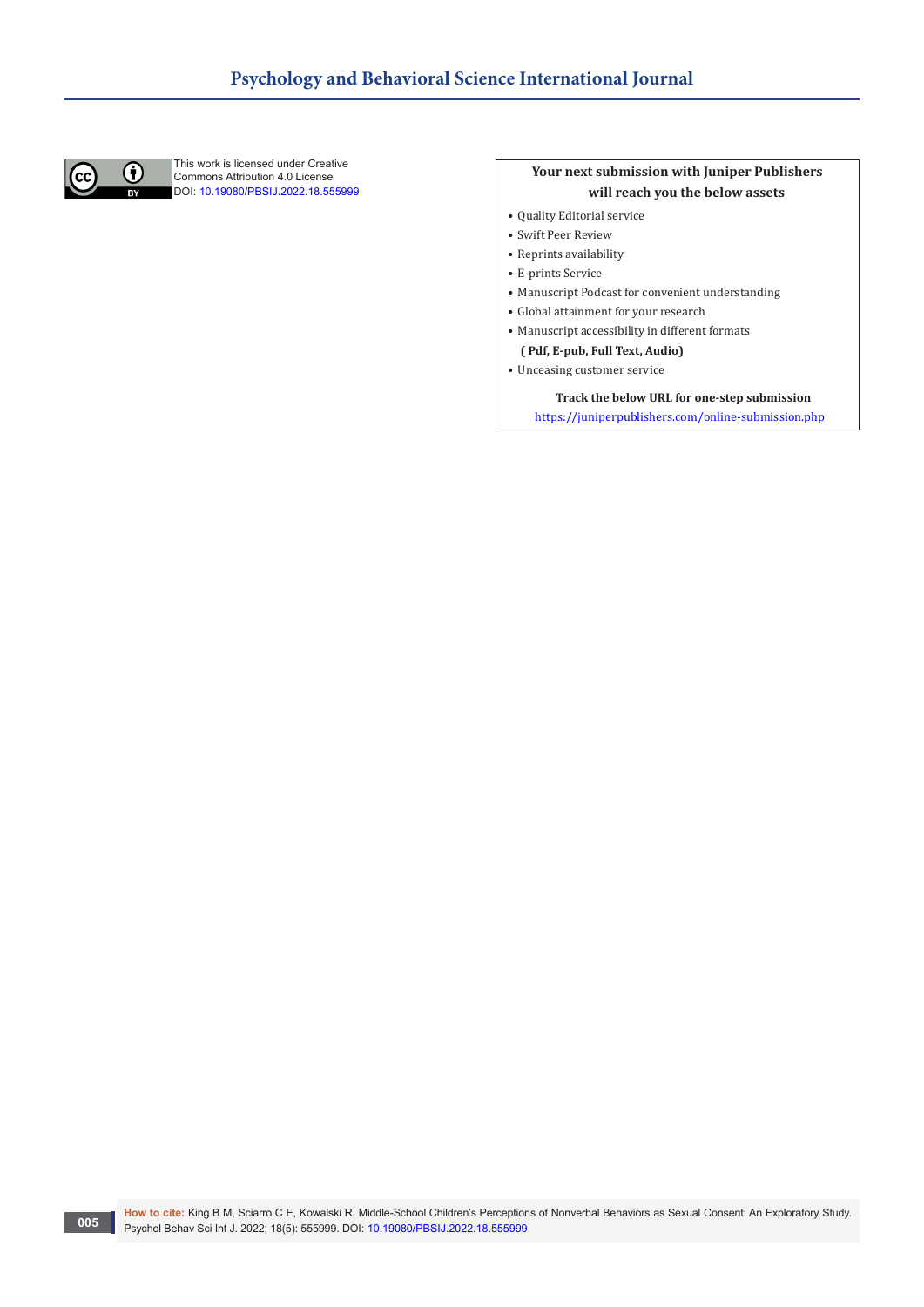This work is licensed under Creative Commons Attribution 4.0 License
DOI: 10.19080/PBSIJ.2022.18.555999

**Your next submission with Juniper Publishers will reach you the below assets**

- Quality Editorial service
- Swift Peer Review
- Reprints availability
- E-prints Service
- Manuscript Podcast for convenient understanding
- Global attainment for your research
- Manuscript accessibility in different formats

  **( Pdf, E-pub, Full Text, Audio)**
- Unceasing customer service

**Track the below URL for one-step submission**

https://juniperpublishers.com/online-submission.php